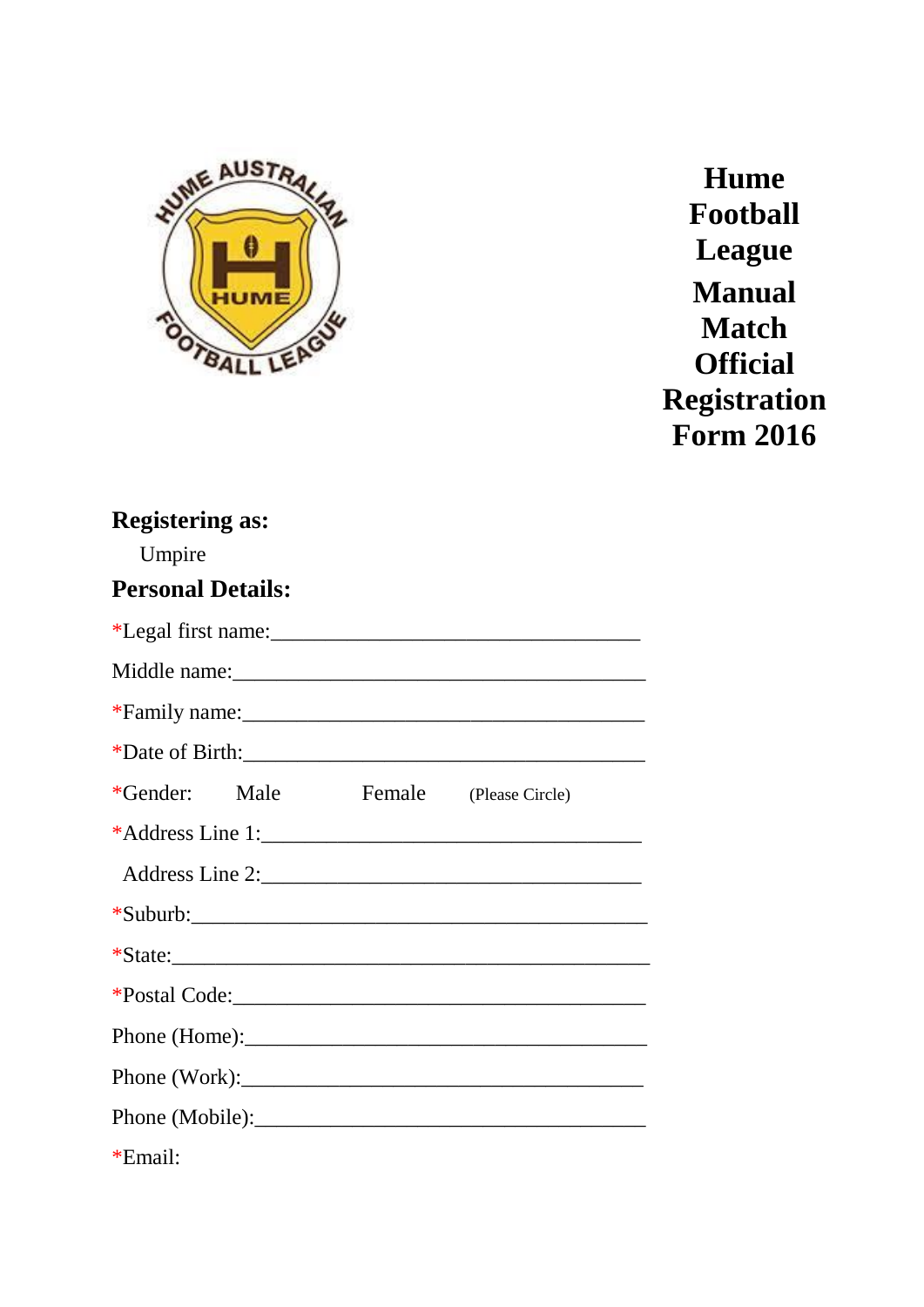# Hume Football League Manual Match Official Registration Form 2016

**Registering as:**

Umpire

**Personal Details:**

*Legal first name:___________________________________

Middle name:_______________________________________

*Family name:_______________________________________

*Date of Birth:______________________________________

*Gender: Male Female (Please Circle)

*Address Line 1:____________________________________

Address Line 2:____________________________________

*Suburb:___________________________________________

*State:_____________________________________________

*Postal Code:_______________________________________

Phone (Home):______________________________________

Phone (Work):______________________________________

Phone (Mobile):_____________________________________

*Email: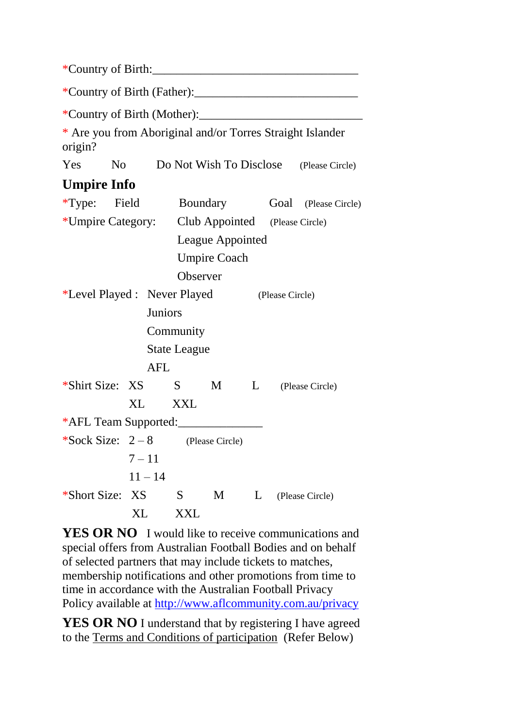*Country of Birth:__________________________________

*Country of Birth (Father):__________________________

*Country of Birth (Mother):__________________________

* Are you from Aboriginal and/or Torres Straight Islander origin?

Yes No Do Not Wish To Disclose (Please Circle)

## Umpire Info

*Type: Field Boundary Goal (Please Circle)

*Umpire Category: Club Appointed (Please Circle)
League Appointed
Umpire Coach
Observer

*Level Played : Never Played (Please Circle)
Juniors
Community
State League
AFL

*Shirt Size: XS S M L (Please Circle)
XL XXL

*AFL Team Supported:______________

*Sock Size: 2 – 8 (Please Circle)
7 – 11
11 – 14

*Short Size: XS S M L (Please Circle)
XL XXL

**YES OR NO** I would like to receive communications and special offers from Australian Football Bodies and on behalf of selected partners that may include tickets to matches, membership notifications and other promotions from time to time in accordance with the Australian Football Privacy Policy available at http://www.aflcommunity.com.au/privacy

**YES OR NO** I understand that by registering I have agreed to the Terms and Conditions of participation (Refer Below)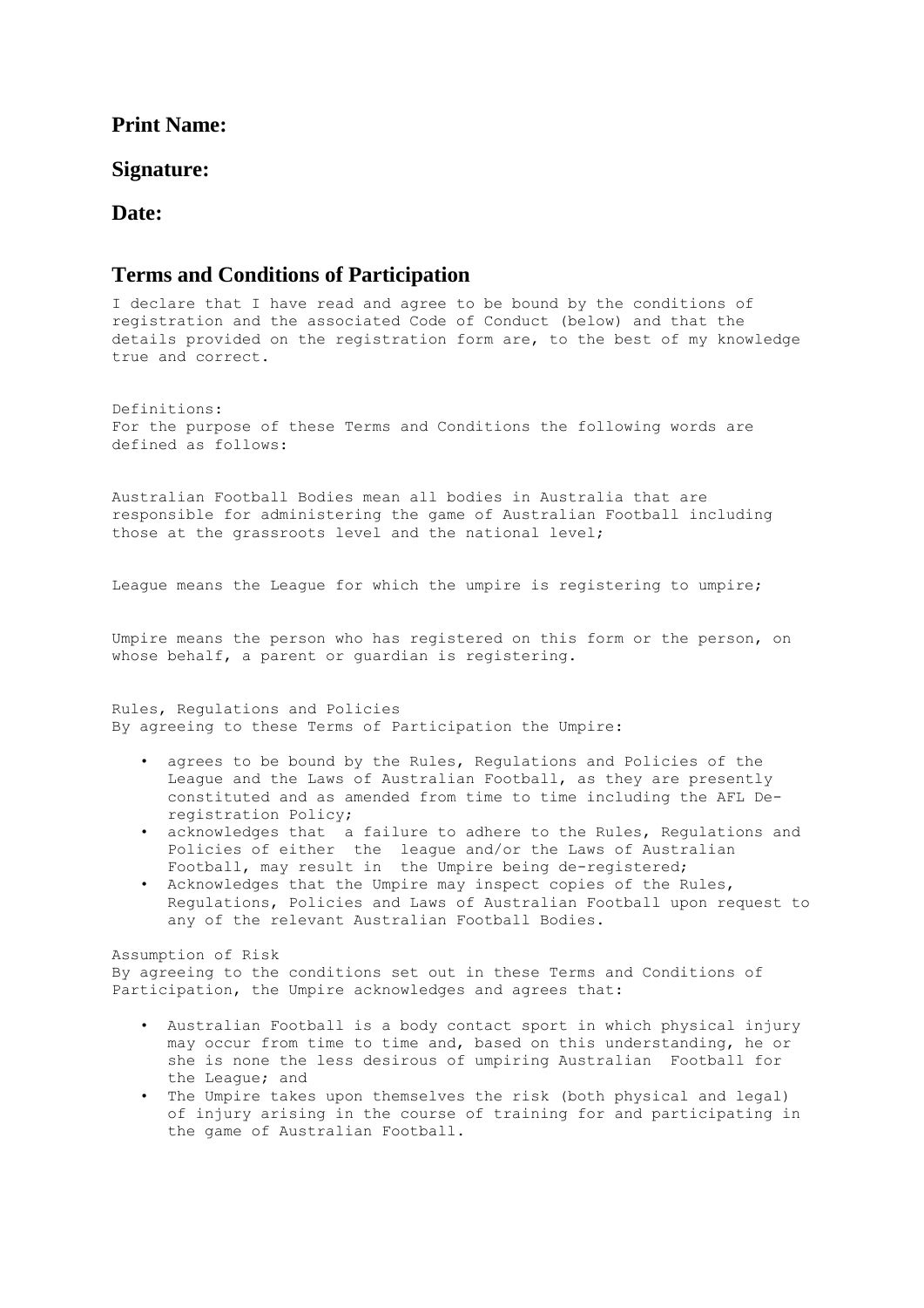**Print Name:**

**Signature:**

**Date:**

## Terms and Conditions of Participation

I declare that I have read and agree to be bound by the conditions of registration and the associated Code of Conduct (below) and that the details provided on the registration form are, to the best of my knowledge true and correct.

Definitions:
For the purpose of these Terms and Conditions the following words are defined as follows:

Australian Football Bodies mean all bodies in Australia that are responsible for administering the game of Australian Football including those at the grassroots level and the national level;

League means the League for which the umpire is registering to umpire;

Umpire means the person who has registered on this form or the person, on whose behalf, a parent or guardian is registering.

Rules, Regulations and Policies
By agreeing to these Terms of Participation the Umpire:

- agrees to be bound by the Rules, Regulations and Policies of the League and the Laws of Australian Football, as they are presently constituted and as amended from time to time including the AFL De-registration Policy;
- acknowledges that a failure to adhere to the Rules, Regulations and Policies of either the league and/or the Laws of Australian Football, may result in the Umpire being de-registered;
- Acknowledges that the Umpire may inspect copies of the Rules, Regulations, Policies and Laws of Australian Football upon request to any of the relevant Australian Football Bodies.

Assumption of Risk
By agreeing to the conditions set out in these Terms and Conditions of Participation, the Umpire acknowledges and agrees that:

- Australian Football is a body contact sport in which physical injury may occur from time to time and, based on this understanding, he or she is none the less desirous of umpiring Australian Football for the League; and
- The Umpire takes upon themselves the risk (both physical and legal) of injury arising in the course of training for and participating in the game of Australian Football.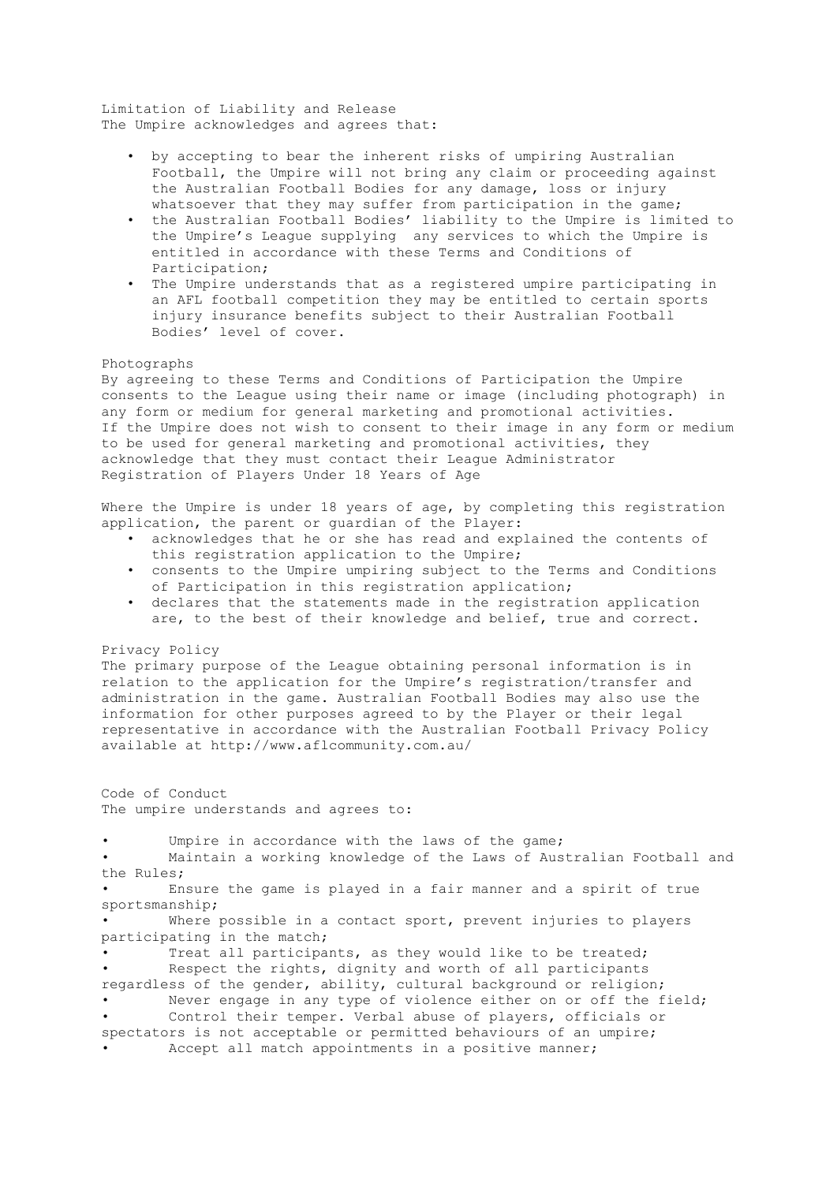## Limitation of Liability and Release

The Umpire acknowledges and agrees that:

- by accepting to bear the inherent risks of umpiring Australian Football, the Umpire will not bring any claim or proceeding against the Australian Football Bodies for any damage, loss or injury whatsoever that they may suffer from participation in the game;
- the Australian Football Bodies' liability to the Umpire is limited to the Umpire's League supplying any services to which the Umpire is entitled in accordance with these Terms and Conditions of Participation;
- The Umpire understands that as a registered umpire participating in an AFL football competition they may be entitled to certain sports injury insurance benefits subject to their Australian Football Bodies' level of cover.

## Photographs

By agreeing to these Terms and Conditions of Participation the Umpire consents to the League using their name or image (including photograph) in any form or medium for general marketing and promotional activities. If the Umpire does not wish to consent to their image in any form or medium to be used for general marketing and promotional activities, they acknowledge that they must contact their League Administrator

## Registration of Players Under 18 Years of Age

Where the Umpire is under 18 years of age, by completing this registration application, the parent or guardian of the Player:

- acknowledges that he or she has read and explained the contents of this registration application to the Umpire;
- consents to the Umpire umpiring subject to the Terms and Conditions of Participation in this registration application;
- declares that the statements made in the registration application are, to the best of their knowledge and belief, true and correct.

## Privacy Policy

The primary purpose of the League obtaining personal information is in relation to the application for the Umpire's registration/transfer and administration in the game. Australian Football Bodies may also use the information for other purposes agreed to by the Player or their legal representative in accordance with the Australian Football Privacy Policy available at http://www.aflcommunity.com.au/

## Code of Conduct

The umpire understands and agrees to:

- Umpire in accordance with the laws of the game;
- Maintain a working knowledge of the Laws of Australian Football and the Rules;
- Ensure the game is played in a fair manner and a spirit of true sportsmanship;
- Where possible in a contact sport, prevent injuries to players participating in the match;
- Treat all participants, as they would like to be treated;
- Respect the rights, dignity and worth of all participants regardless of the gender, ability, cultural background or religion;
- Never engage in any type of violence either on or off the field;
- Control their temper. Verbal abuse of players, officials or spectators is not acceptable or permitted behaviours of an umpire;
- Accept all match appointments in a positive manner;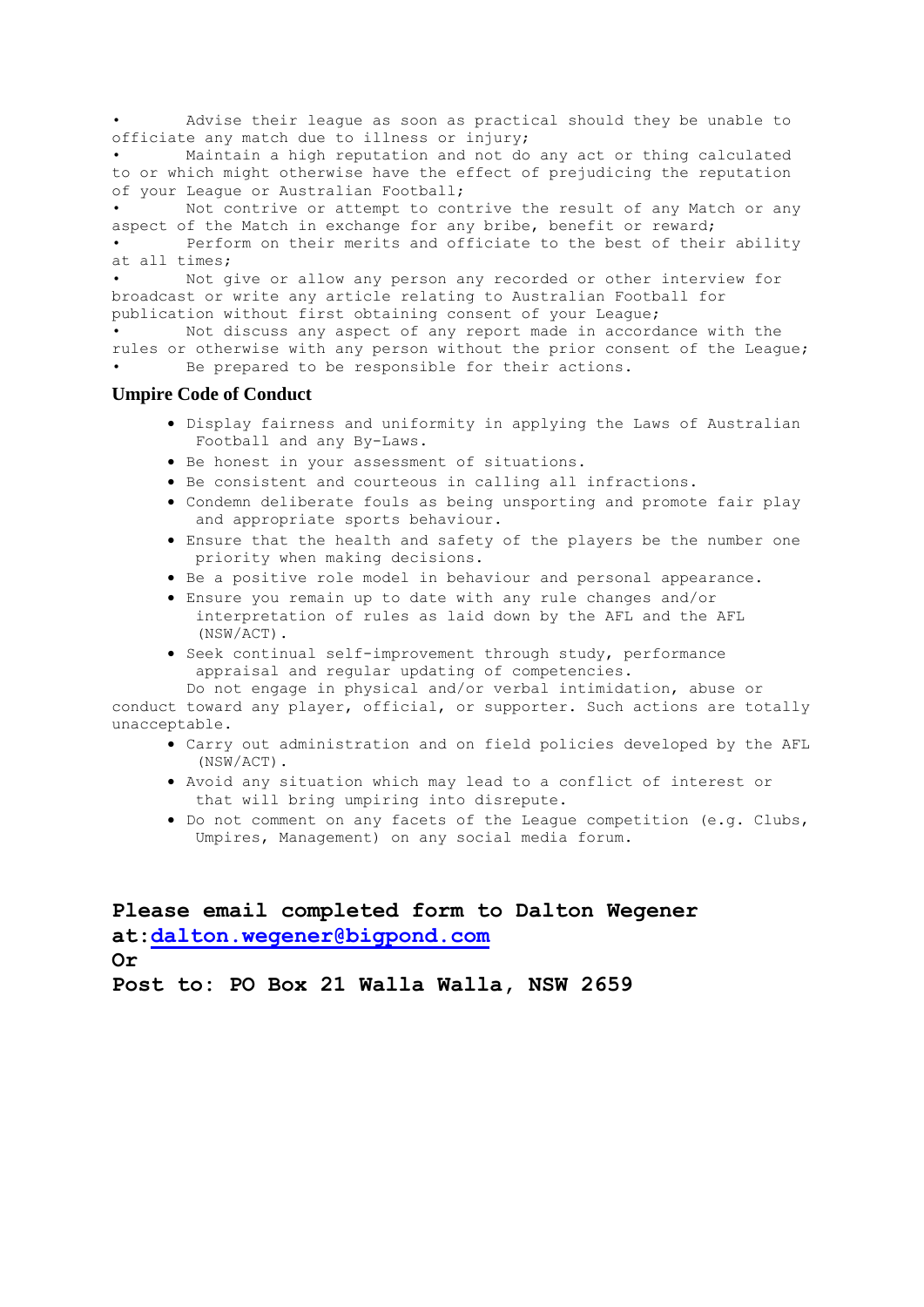- Advise their league as soon as practical should they be unable to officiate any match due to illness or injury;
- Maintain a high reputation and not do any act or thing calculated to or which might otherwise have the effect of prejudicing the reputation of your League or Australian Football;
- Not contrive or attempt to contrive the result of any Match or any aspect of the Match in exchange for any bribe, benefit or reward;
- Perform on their merits and officiate to the best of their ability at all times;
- Not give or allow any person any recorded or other interview for broadcast or write any article relating to Australian Football for publication without first obtaining consent of your League;
- Not discuss any aspect of any report made in accordance with the rules or otherwise with any person without the prior consent of the League;
- Be prepared to be responsible for their actions.

## Umpire Code of Conduct

- Display fairness and uniformity in applying the Laws of Australian Football and any By-Laws.
- Be honest in your assessment of situations.
- Be consistent and courteous in calling all infractions.
- Condemn deliberate fouls as being unsporting and promote fair play and appropriate sports behaviour.
- Ensure that the health and safety of the players be the number one priority when making decisions.
- Be a positive role model in behaviour and personal appearance.
- Ensure you remain up to date with any rule changes and/or interpretation of rules as laid down by the AFL and the AFL (NSW/ACT).
- Seek continual self-improvement through study, performance appraisal and regular updating of competencies.

Do not engage in physical and/or verbal intimidation, abuse or conduct toward any player, official, or supporter. Such actions are totally unacceptable.

- Carry out administration and on field policies developed by the AFL (NSW/ACT).
- Avoid any situation which may lead to a conflict of interest or that will bring umpiring into disrepute.
- Do not comment on any facets of the League competition (e.g. Clubs, Umpires, Management) on any social media forum.

**Please email completed form to Dalton Wegener at:dalton.wegener@bigpond.com**

**Or**

**Post to: PO Box 21 Walla Walla, NSW 2659**